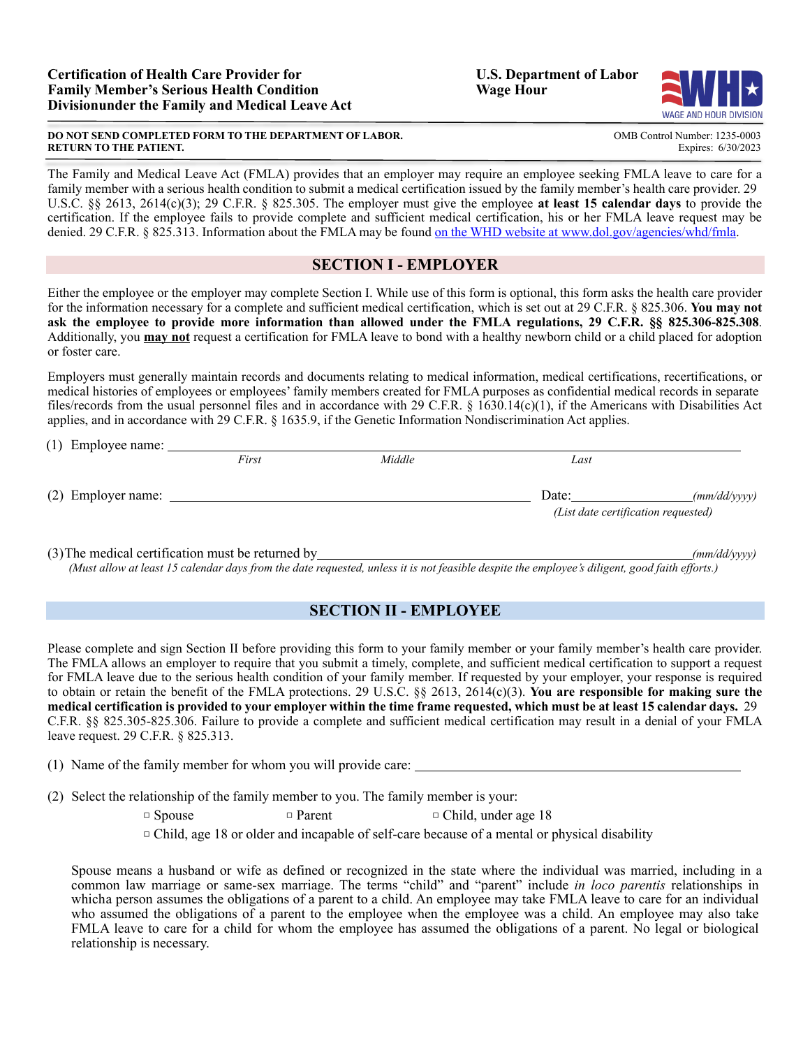**Certification of Health Care Provider for Family Member's Serious Health Condition Divisionunder the Family and Medical Leave Act**

**U.S. Department of Labor Wage Hour**

**DO NOT SEND COMPLETED FORM TO THE DEPARTMENT OF LABOR. RETURN TO THE PATIENT.**

OMB Control Number: 1235-0003
Expires: 6/30/2023

The Family and Medical Leave Act (FMLA) provides that an employer may require an employee seeking FMLA leave to care for a family member with a serious health condition to submit a medical certification issued by the family member's health care provider. 29 U.S.C. §§ 2613, 2614(c)(3); 29 C.F.R. § 825.305. The employer must give the employee **at least 15 calendar days** to provide the certification. If the employee fails to provide complete and sufficient medical certification, his or her FMLA leave request may be denied. 29 C.F.R. § 825.313. Information about the FMLA may be found on the WHD website at www.dol.gov/agencies/whd/fmla.

## SECTION I - EMPLOYER

Either the employee or the employer may complete Section I. While use of this form is optional, this form asks the health care provider for the information necessary for a complete and sufficient medical certification, which is set out at 29 C.F.R. § 825.306. **You may not ask the employee to provide more information than allowed under the FMLA regulations, 29 C.F.R. §§ 825.306-825.308**. Additionally, you **may not** request a certification for FMLA leave to bond with a healthy newborn child or a child placed for adoption or foster care.

Employers must generally maintain records and documents relating to medical information, medical certifications, recertifications, or medical histories of employees or employees' family members created for FMLA purposes as confidential medical records in separate files/records from the usual personnel files and in accordance with 29 C.F.R. § 1630.14(c)(1), if the Americans with Disabilities Act applies, and in accordance with 29 C.F.R. § 1635.9, if the Genetic Information Nondiscrimination Act applies.

(1) Employee name: ______________________________________________
*First* *Middle* *Last*

(2) Employer name: ______________________________ Date:____________ *(mm/dd/yyyy)*
*(List date certification requested)*

(3) The medical certification must be returned by______________________ *(mm/dd/yyyy)*
*(Must allow at least 15 calendar days from the date requested, unless it is not feasible despite the employee's diligent, good faith efforts.)*

## SECTION II - EMPLOYEE

Please complete and sign Section II before providing this form to your family member or your family member's health care provider. The FMLA allows an employer to require that you submit a timely, complete, and sufficient medical certification to support a request for FMLA leave due to the serious health condition of your family member. If requested by your employer, your response is required to obtain or retain the benefit of the FMLA protections. 29 U.S.C. §§ 2613, 2614(c)(3). **You are responsible for making sure the medical certification is provided to your employer within the time frame requested, which must be at least 15 calendar days.** 29 C.F.R. §§ 825.305-825.306. Failure to provide a complete and sufficient medical certification may result in a denial of your FMLA leave request. 29 C.F.R. § 825.313.

(1) Name of the family member for whom you will provide care: ______________________________

(2) Select the relationship of the family member to you. The family member is your:

- ▫ Spouse
- ▫ Parent
- ▫ Child, under age 18
- ▫ Child, age 18 or older and incapable of self-care because of a mental or physical disability

Spouse means a husband or wife as defined or recognized in the state where the individual was married, including in a common law marriage or same-sex marriage. The terms "child" and "parent" include *in loco parentis* relationships in whicha person assumes the obligations of a parent to a child. An employee may take FMLA leave to care for an individual who assumed the obligations of a parent to the employee when the employee was a child. An employee may also take FMLA leave to care for a child for whom the employee has assumed the obligations of a parent. No legal or biological relationship is necessary.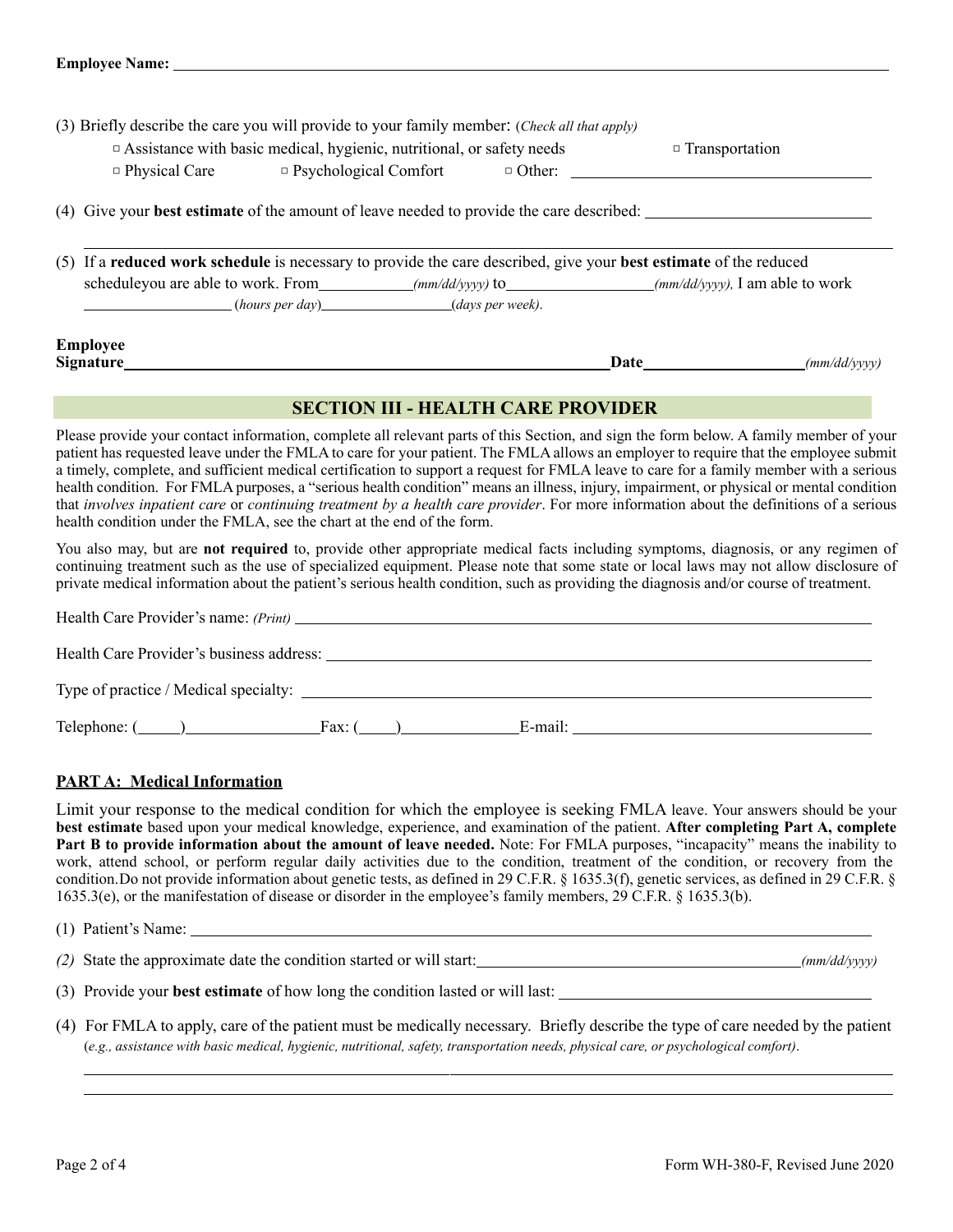**Employee Name:** ____________________________________________

(3) Briefly describe the care you will provide to your family member: (*Check all that apply*)

- ▫ Assistance with basic medical, hygienic, nutritional, or safety needs
- ▫ Transportation
- ▫ Physical Care
- ▫ Psychological Comfort
- ▫ Other: ____________________

(4) Give your **best estimate** of the amount of leave needed to provide the care described: ____________________

____________________________________________

(5) If a **reduced work schedule** is necessary to provide the care described, give your **best estimate** of the reduced scheduleyou are able to work. From__________*(mm/dd/yyyy)* to__________*(mm/dd/yyyy),* I am able to work __________ (*hours per day*)__________(*days per week)*.

**Employee Signature**____________________________ **Date**__________*(mm/dd/yyyy)*

## SECTION III - HEALTH CARE PROVIDER

Please provide your contact information, complete all relevant parts of this Section, and sign the form below. A family member of your patient has requested leave under the FMLA to care for your patient. The FMLA allows an employer to require that the employee submit a timely, complete, and sufficient medical certification to support a request for FMLA leave to care for a family member with a serious health condition. For FMLA purposes, a "serious health condition" means an illness, injury, impairment, or physical or mental condition that *involves inpatient care* or *continuing treatment by a health care provider*. For more information about the definitions of a serious health condition under the FMLA, see the chart at the end of the form.

You also may, but are **not required** to, provide other appropriate medical facts including symptoms, diagnosis, or any regimen of continuing treatment such as the use of specialized equipment. Please note that some state or local laws may not allow disclosure of private medical information about the patient's serious health condition, such as providing the diagnosis and/or course of treatment.

Health Care Provider's name: *(Print)* ____________________________________________

Health Care Provider's business address: ____________________________________________

Type of practice / Medical specialty: ____________________________________________

Telephone: (_____)__________ Fax: (_____)__________ E-mail: ____________________

### PART A: Medical Information

Limit your response to the medical condition for which the employee is seeking FMLA leave. Your answers should be your **best estimate** based upon your medical knowledge, experience, and examination of the patient. **After completing Part A, complete Part B to provide information about the amount of leave needed.** Note: For FMLA purposes, "incapacity" means the inability to work, attend school, or perform regular daily activities due to the condition, treatment of the condition, or recovery from the condition.Do not provide information about genetic tests, as defined in 29 C.F.R. § 1635.3(f), genetic services, as defined in 29 C.F.R. § 1635.3(e), or the manifestation of disease or disorder in the employee's family members, 29 C.F.R. § 1635.3(b).

(1) Patient's Name: ____________________________________________

*(2)* State the approximate date the condition started or will start:____________________*(mm/dd/yyyy)*

(3) Provide your **best estimate** of how long the condition lasted or will last: ____________________

(4) For FMLA to apply, care of the patient must be medically necessary. Briefly describe the type of care needed by the patient (*e.g., assistance with basic medical, hygienic, nutritional, safety, transportation needs, physical care, or psychological comfort)*.

____________________________________________

____________________________________________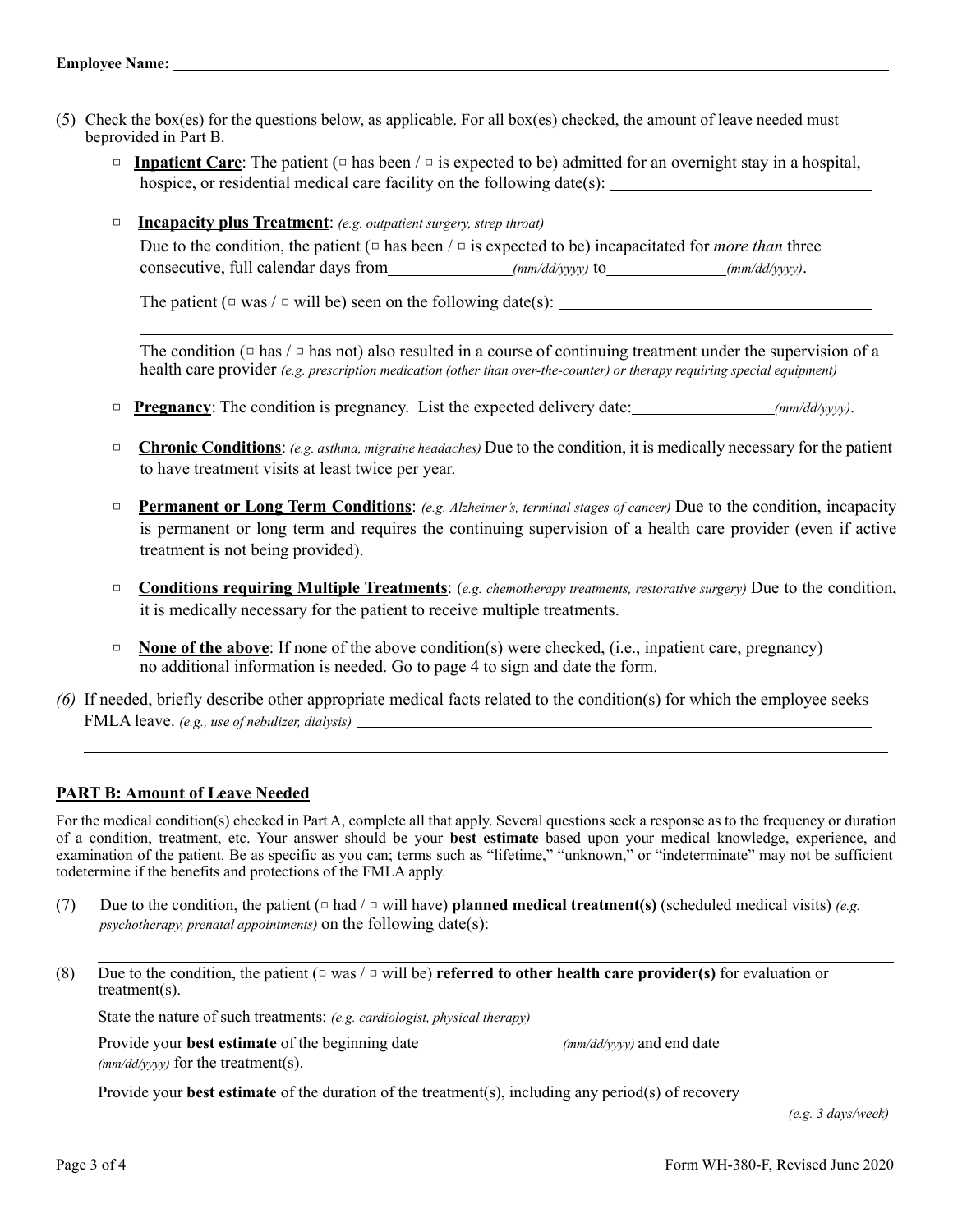**Employee Name:** ____________________________________________

(5) Check the box(es) for the questions below, as applicable. For all box(es) checked, the amount of leave needed must beprovided in Part B.

- ▫ **Inpatient Care**: The patient (▫ has been / ▫ is expected to be) admitted for an overnight stay in a hospital, hospice, or residential medical care facility on the following date(s): ____________________

- ▫ **Incapacity plus Treatment**: *(e.g. outpatient surgery, strep throat)*

  Due to the condition, the patient (▫ has been / ▫ is expected to be) incapacitated for *more than* three consecutive, full calendar days from ____________ *(mm/dd/yyyy)* to ____________ *(mm/dd/yyyy)*.

  The patient (▫ was / ▫ will be) seen on the following date(s): ____________________

  ____________________________________________

  The condition (▫ has / ▫ has not) also resulted in a course of continuing treatment under the supervision of a health care provider *(e.g. prescription medication (other than over-the-counter) or therapy requiring special equipment)*

- ▫ **Pregnancy**: The condition is pregnancy. List the expected delivery date: ____________ *(mm/dd/yyyy)*.

- ▫ **Chronic Conditions**: *(e.g. asthma, migraine headaches)* Due to the condition, it is medically necessary for the patient to have treatment visits at least twice per year.

- ▫ **Permanent or Long Term Conditions**: *(e.g. Alzheimer's, terminal stages of cancer)* Due to the condition, incapacity is permanent or long term and requires the continuing supervision of a health care provider (even if active treatment is not being provided).

- ▫ **Conditions requiring Multiple Treatments**: (*e.g. chemotherapy treatments, restorative surgery)* Due to the condition, it is medically necessary for the patient to receive multiple treatments.

- ▫ **None of the above**: If none of the above condition(s) were checked, (i.e., inpatient care, pregnancy) no additional information is needed. Go to page 4 to sign and date the form.

*(6)* If needed, briefly describe other appropriate medical facts related to the condition(s) for which the employee seeks FMLA leave. *(e.g., use of nebulizer, dialysis)* ____________________

____________________________________________

## PART B: Amount of Leave Needed

For the medical condition(s) checked in Part A, complete all that apply. Several questions seek a response as to the frequency or duration of a condition, treatment, etc. Your answer should be your **best estimate** based upon your medical knowledge, experience, and examination of the patient. Be as specific as you can; terms such as "lifetime," "unknown," or "indeterminate" may not be sufficient todetermine if the benefits and protections of the FMLA apply.

(7) Due to the condition, the patient (▫ had / ▫ will have) **planned medical treatment(s)** (scheduled medical visits) *(e.g. psychotherapy, prenatal appointments)* on the following date(s): ____________________

____________________________________________

(8) Due to the condition, the patient (▫ was / ▫ will be) **referred to other health care provider(s)** for evaluation or treatment(s).

State the nature of such treatments: *(e.g. cardiologist, physical therapy)* ____________________

Provide your **best estimate** of the beginning date ____________ *(mm/dd/yyyy)* and end date ____________ *(mm/dd/yyyy)* for the treatment(s).

Provide your **best estimate** of the duration of the treatment(s), including any period(s) of recovery

____________________________________________ *(e.g. 3 days/week)*

Form WH-380-F, Revised June 2020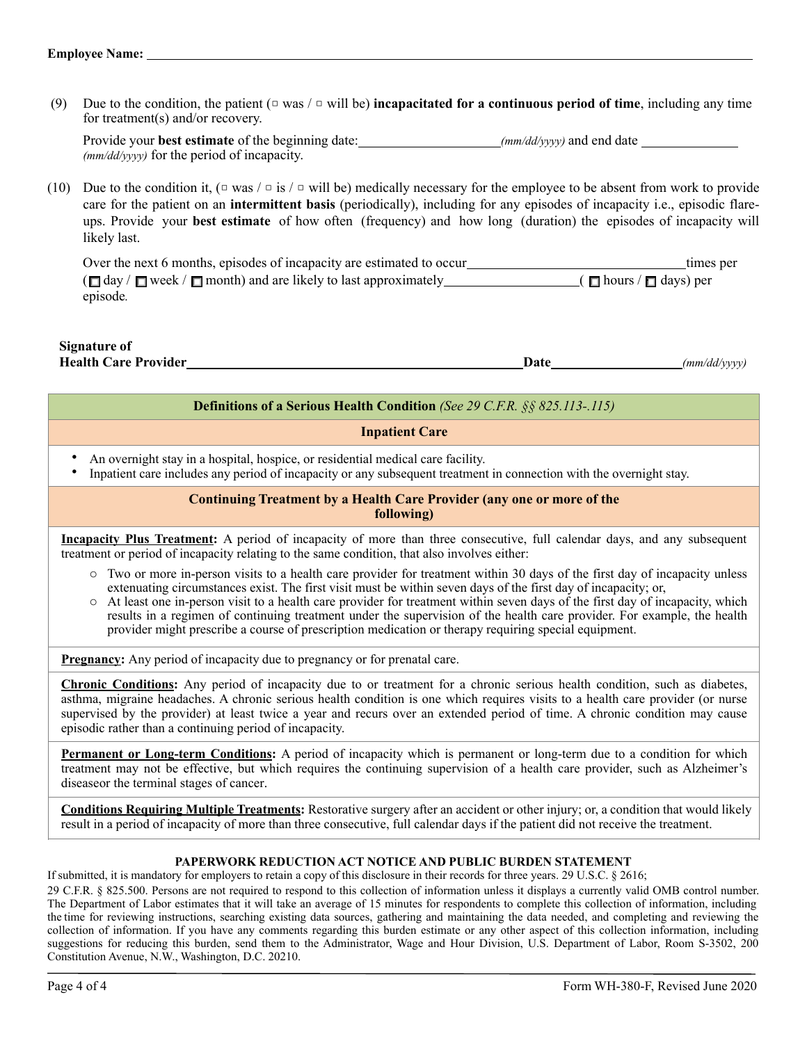Employee Name: ____________________________________________

(9) Due to the condition, the patient (□ was / □ will be) **incapacitated for a continuous period of time**, including any time for treatment(s) and/or recovery.

Provide your **best estimate** of the beginning date: ____________________ *(mm/dd/yyyy)* and end date ______________ *(mm/dd/yyyy)* for the period of incapacity.

(10) Due to the condition it, (□ was / □ is / □ will be) medically necessary for the employee to be absent from work to provide care for the patient on an **intermittent basis** (periodically), including for any episodes of incapacity i.e., episodic flare-ups. Provide your **best estimate** of how often (frequency) and how long (duration) the episodes of incapacity will likely last.

Over the next 6 months, episodes of incapacity are estimated to occur ______________________________ times per (□ day / □ week / □ month) and are likely to last approximately ____________________ ( □ hours / □ days) per episode.

**Signature of Health Care Provider** ______________________________________ **Date** __________________ *(mm/dd/yyyy)*

## Definitions of a Serious Health Condition *(See 29 C.F.R. §§ 825.113-.115)*

### Inpatient Care

- An overnight stay in a hospital, hospice, or residential medical care facility.
- Inpatient care includes any period of incapacity or any subsequent treatment in connection with the overnight stay.

### Continuing Treatment by a Health Care Provider (any one or more of the following)

**Incapacity Plus Treatment:** A period of incapacity of more than three consecutive, full calendar days, and any subsequent treatment or period of incapacity relating to the same condition, that also involves either:

- Two or more in-person visits to a health care provider for treatment within 30 days of the first day of incapacity unless extenuating circumstances exist. The first visit must be within seven days of the first day of incapacity; or,
- At least one in-person visit to a health care provider for treatment within seven days of the first day of incapacity, which results in a regimen of continuing treatment under the supervision of the health care provider. For example, the health provider might prescribe a course of prescription medication or therapy requiring special equipment.

**Pregnancy:** Any period of incapacity due to pregnancy or for prenatal care.

**Chronic Conditions:** Any period of incapacity due to or treatment for a chronic serious health condition, such as diabetes, asthma, migraine headaches. A chronic serious health condition is one which requires visits to a health care provider (or nurse supervised by the provider) at least twice a year and recurs over an extended period of time. A chronic condition may cause episodic rather than a continuing period of incapacity.

**Permanent or Long-term Conditions:** A period of incapacity which is permanent or long-term due to a condition for which treatment may not be effective, but which requires the continuing supervision of a health care provider, such as Alzheimer's diseaseor the terminal stages of cancer.

**Conditions Requiring Multiple Treatments:** Restorative surgery after an accident or other injury; or, a condition that would likely result in a period of incapacity of more than three consecutive, full calendar days if the patient did not receive the treatment.

### PAPERWORK REDUCTION ACT NOTICE AND PUBLIC BURDEN STATEMENT

If submitted, it is mandatory for employers to retain a copy of this disclosure in their records for three years. 29 U.S.C. § 2616; 29 C.F.R. § 825.500. Persons are not required to respond to this collection of information unless it displays a currently valid OMB control number. The Department of Labor estimates that it will take an average of 15 minutes for respondents to complete this collection of information, including the time for reviewing instructions, searching existing data sources, gathering and maintaining the data needed, and completing and reviewing the collection of information. If you have any comments regarding this burden estimate or any other aspect of this collection information, including suggestions for reducing this burden, send them to the Administrator, Wage and Hour Division, U.S. Department of Labor, Room S-3502, 200 Constitution Avenue, N.W., Washington, D.C. 20210.

Form WH-380-F, Revised June 2020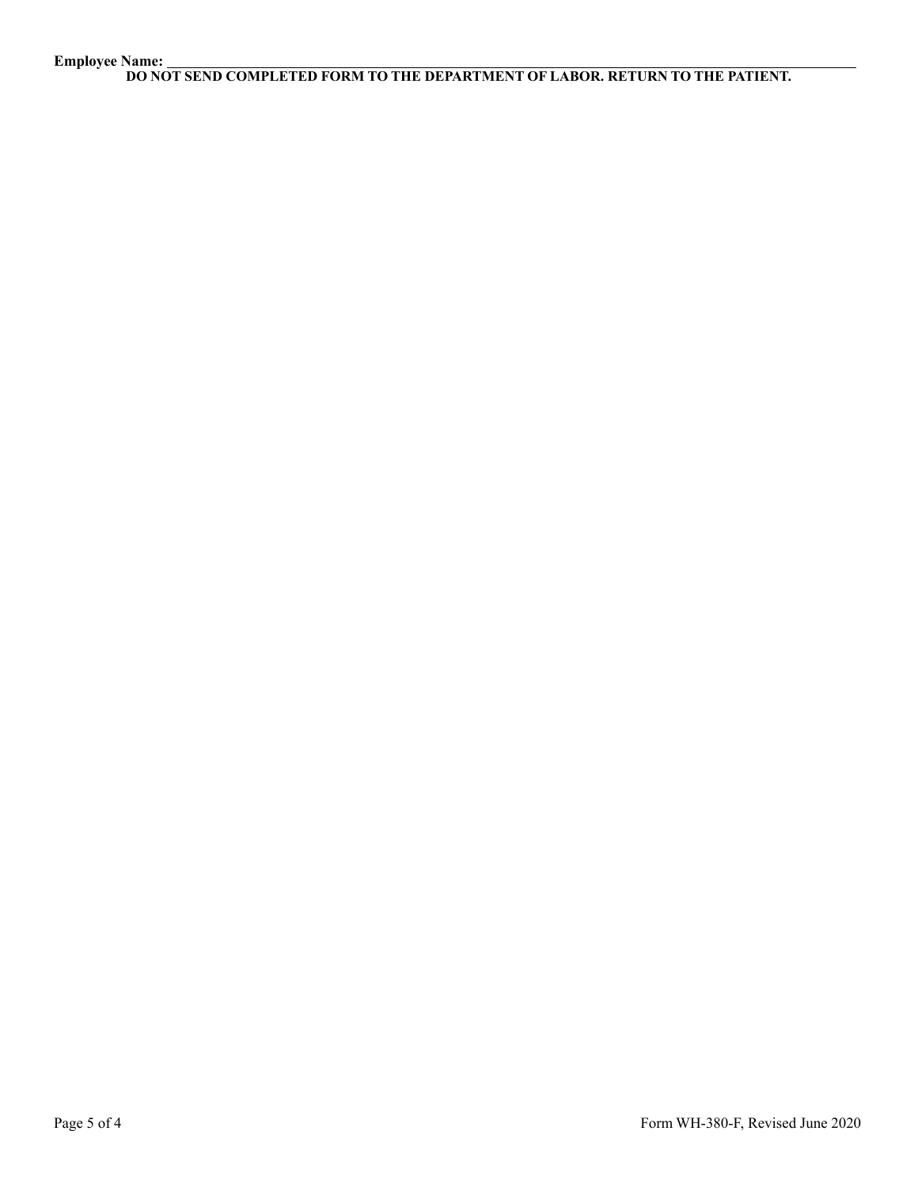**Employee Name:** \_\_\_\_\_\_\_\_\_\_\_\_\_\_\_\_\_\_\_\_\_\_\_\_\_\_\_\_\_\_\_\_\_\_\_\_\_\_\_\_\_\_\_\_\_\_\_\_\_\_\_\_\_\_\_\_\_\_\_\_\_\_\_\_\_\_\_\_\_\_

**DO NOT SEND COMPLETED FORM TO THE DEPARTMENT OF LABOR. RETURN TO THE PATIENT.**